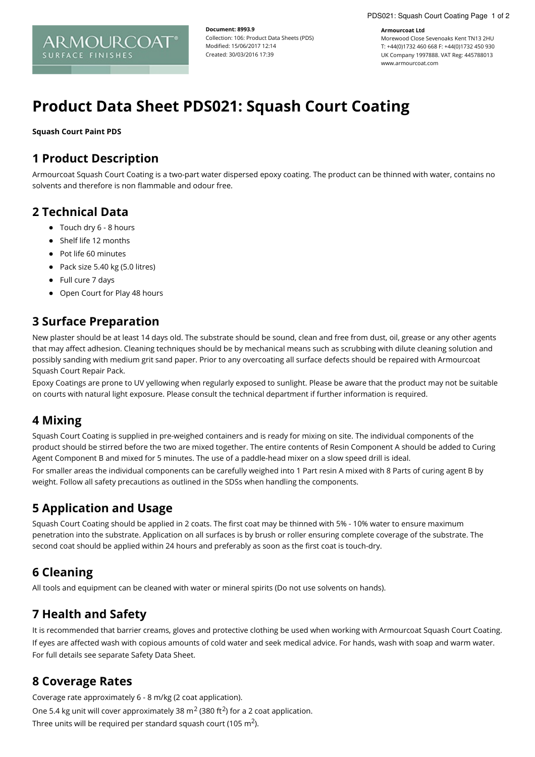**Document: 8993.9**
Collection: 106: Product Data Sheets (PDS)
Modified: 15/06/2017 12:14
Created: 30/03/2016 17:39

**Armourcoat Ltd**
Morewood Close Sevenoaks Kent TN13 2HU
T: +44(0)1732 460 668 F: +44(0)1732 450 930
UK Company 1997888. VAT Reg: 445788013
www.armourcoat.com

# Product Data Sheet PDS021: Squash Court Coating

**Squash Court Paint PDS**

## 1 Product Description

Armourcoat Squash Court Coating is a two-part water dispersed epoxy coating. The product can be thinned with water, contains no solvents and therefore is non flammable and odour free.

## 2 Technical Data

- Touch dry 6 - 8 hours
- Shelf life 12 months
- Pot life 60 minutes
- Pack size 5.40 kg (5.0 litres)
- Full cure 7 days
- Open Court for Play 48 hours

## 3 Surface Preparation

New plaster should be at least 14 days old. The substrate should be sound, clean and free from dust, oil, grease or any other agents that may affect adhesion. Cleaning techniques should be by mechanical means such as scrubbing with dilute cleaning solution and possibly sanding with medium grit sand paper. Prior to any overcoating all surface defects should be repaired with Armourcoat Squash Court Repair Pack.

Epoxy Coatings are prone to UV yellowing when regularly exposed to sunlight. Please be aware that the product may not be suitable on courts with natural light exposure. Please consult the technical department if further information is required.

## 4 Mixing

Squash Court Coating is supplied in pre-weighed containers and is ready for mixing on site. The individual components of the product should be stirred before the two are mixed together. The entire contents of Resin Component A should be added to Curing Agent Component B and mixed for 5 minutes. The use of a paddle-head mixer on a slow speed drill is ideal.

For smaller areas the individual components can be carefully weighed into 1 Part resin A mixed with 8 Parts of curing agent B by weight. Follow all safety precautions as outlined in the SDSs when handling the components.

## 5 Application and Usage

Squash Court Coating should be applied in 2 coats. The first coat may be thinned with 5% - 10% water to ensure maximum penetration into the substrate. Application on all surfaces is by brush or roller ensuring complete coverage of the substrate. The second coat should be applied within 24 hours and preferably as soon as the first coat is touch-dry.

## 6 Cleaning

All tools and equipment can be cleaned with water or mineral spirits (Do not use solvents on hands).

## 7 Health and Safety

It is recommended that barrier creams, gloves and protective clothing be used when working with Armourcoat Squash Court Coating.

If eyes are affected wash with copious amounts of cold water and seek medical advice. For hands, wash with soap and warm water.

For full details see separate Safety Data Sheet.

## 8 Coverage Rates

Coverage rate approximately 6 - 8 m/kg (2 coat application).

One 5.4 kg unit will cover approximately 38 $m^2$ (380 $ft^2$) for a 2 coat application.

Three units will be required per standard squash court (105 $m^2$).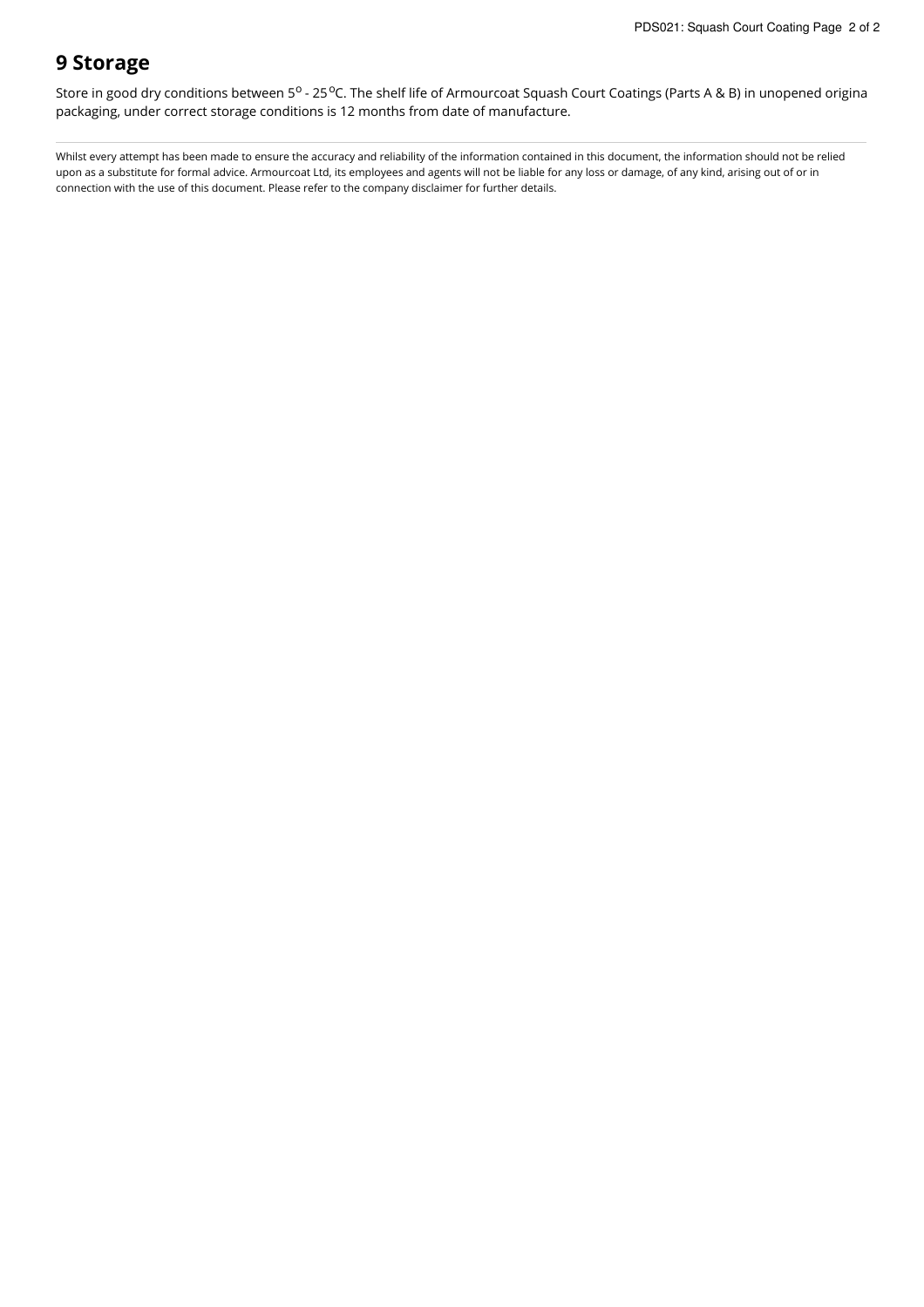## 9 Storage

Store in good dry conditions between $5^{o}$ - $25^{o}$C. The shelf life of Armourcoat Squash Court Coatings (Parts A & B) in unopened origina packaging, under correct storage conditions is 12 months from date of manufacture.

---

Whilst every attempt has been made to ensure the accuracy and reliability of the information contained in this document, the information should not be relied upon as a substitute for formal advice. Armourcoat Ltd, its employees and agents will not be liable for any loss or damage, of any kind, arising out of or in connection with the use of this document. Please refer to the company disclaimer for further details.